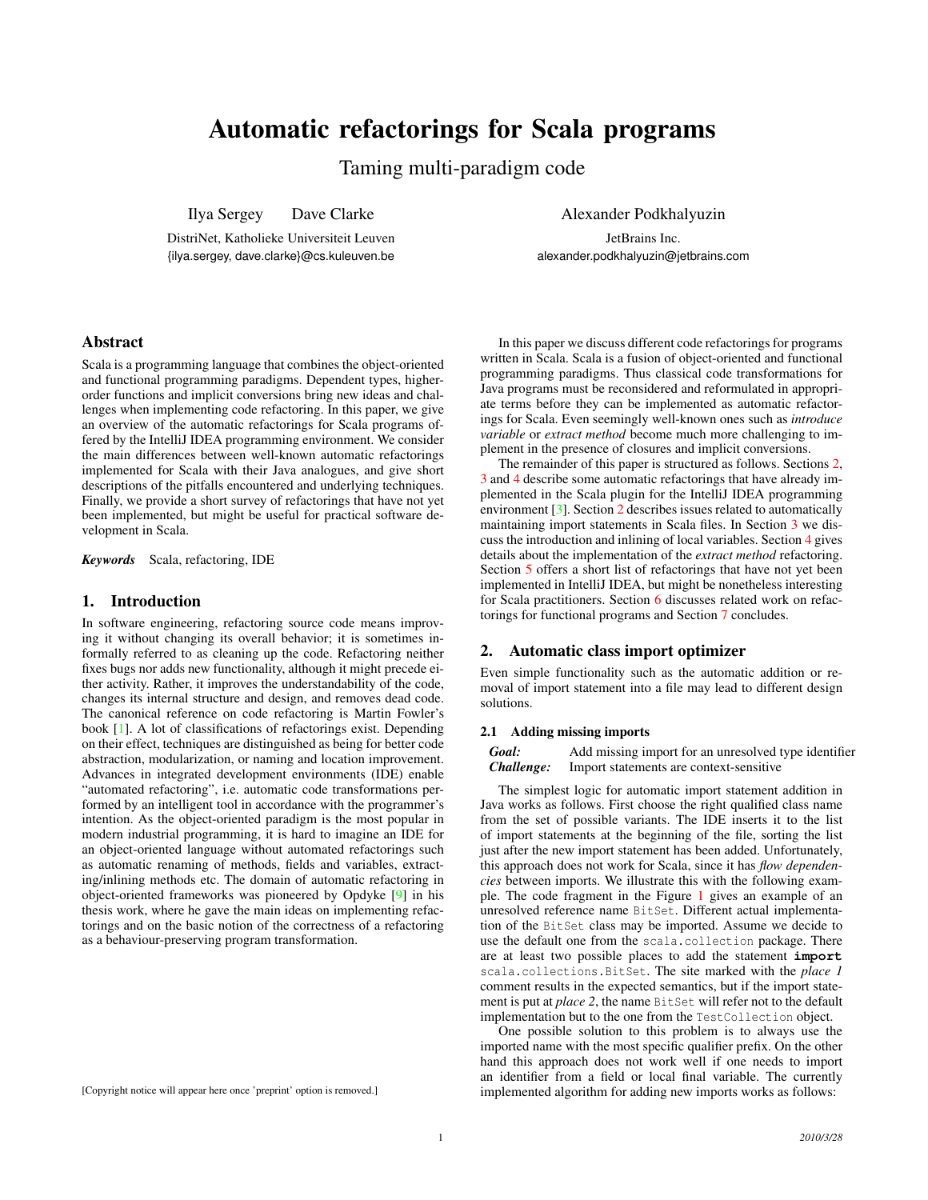# Automatic refactorings for Scala programs

## Taming multi-paradigm code

Ilya Sergey    Dave Clarke

DistriNet, Katholieke Universiteit Leuven
{ilya.sergey, dave.clarke}@cs.kuleuven.be

Alexander Podkhalyuzin

JetBrains Inc.
alexander.podkhalyuzin@jetbrains.com

## Abstract

Scala is a programming language that combines the object-oriented and functional programming paradigms. Dependent types, higher-order functions and implicit conversions bring new ideas and challenges when implementing code refactoring. In this paper, we give an overview of the automatic refactorings for Scala programs offered by the IntelliJ IDEA programming environment. We consider the main differences between well-known automatic refactorings implemented for Scala with their Java analogues, and give short descriptions of the pitfalls encountered and underlying techniques. Finally, we provide a short survey of refactorings that have not yet been implemented, but might be useful for practical software development in Scala.

***Keywords*** Scala, refactoring, IDE

## 1. Introduction

In software engineering, refactoring source code means improving it without changing its overall behavior; it is sometimes informally referred to as cleaning up the code. Refactoring neither fixes bugs nor adds new functionality, although it might precede either activity. Rather, it improves the understandability of the code, changes its internal structure and design, and removes dead code. The canonical reference on code refactoring is Martin Fowler's book [1]. A lot of classifications of refactorings exist. Depending on their effect, techniques are distinguished as being for better code abstraction, modularization, or naming and location improvement. Advances in integrated development environments (IDE) enable "automated refactoring", i.e. automatic code transformations performed by an intelligent tool in accordance with the programmer's intention. As the object-oriented paradigm is the most popular in modern industrial programming, it is hard to imagine an IDE for an object-oriented language without automated refactorings such as automatic renaming of methods, fields and variables, extracting/inlining methods etc. The domain of automatic refactoring in object-oriented frameworks was pioneered by Opdyke [9] in his thesis work, where he gave the main ideas on implementing refactorings and on the basic notion of the correctness of a refactoring as a behaviour-preserving program transformation.

[Copyright notice will appear here once 'preprint' option is removed.]

In this paper we discuss different code refactorings for programs written in Scala. Scala is a fusion of object-oriented and functional programming paradigms. Thus classical code transformations for Java programs must be reconsidered and reformulated in appropriate terms before they can be implemented as automatic refactorings for Scala. Even seemingly well-known ones such as *introduce variable* or *extract method* become much more challenging to implement in the presence of closures and implicit conversions.

The remainder of this paper is structured as follows. Sections 2, 3 and 4 describe some automatic refactorings that have already implemented in the Scala plugin for the IntelliJ IDEA programming environment [3]. Section 2 describes issues related to automatically maintaining import statements in Scala files. In Section 3 we discuss the introduction and inlining of local variables. Section 4 gives details about the implementation of the *extract method* refactoring. Section 5 offers a short list of refactorings that have not yet been implemented in IntelliJ IDEA, but might be nonetheless interesting for Scala practitioners. Section 6 discusses related work on refactorings for functional programs and Section 7 concludes.

## 2. Automatic class import optimizer

Even simple functionality such as the automatic addition or removal of import statement into a file may lead to different design solutions.

### 2.1 Adding missing imports

***Goal:*** Add missing import for an unresolved type identifier
***Challenge:*** Import statements are context-sensitive

The simplest logic for automatic import statement addition in Java works as follows. First choose the right qualified class name from the set of possible variants. The IDE inserts it to the list of import statements at the beginning of the file, sorting the list just after the new import statement has been added. Unfortunately, this approach does not work for Scala, since it has *flow dependencies* between imports. We illustrate this with the following example. The code fragment in the Figure 1 gives an example of an unresolved reference name `BitSet`. Different actual implementation of the `BitSet` class may be imported. Assume we decide to use the default one from the `scala.collection` package. There are at least two possible places to add the statement **`import`** `scala.collections.BitSet`. The site marked with the *place 1* comment results in the expected semantics, but if the import statement is put at *place 2*, the name `BitSet` will refer not to the default implementation but to the one from the `TestCollection` object.

One possible solution to this problem is to always use the imported name with the most specific qualifier prefix. On the other hand this approach does not work well if one needs to import an identifier from a field or local final variable. The currently implemented algorithm for adding new imports works as follows: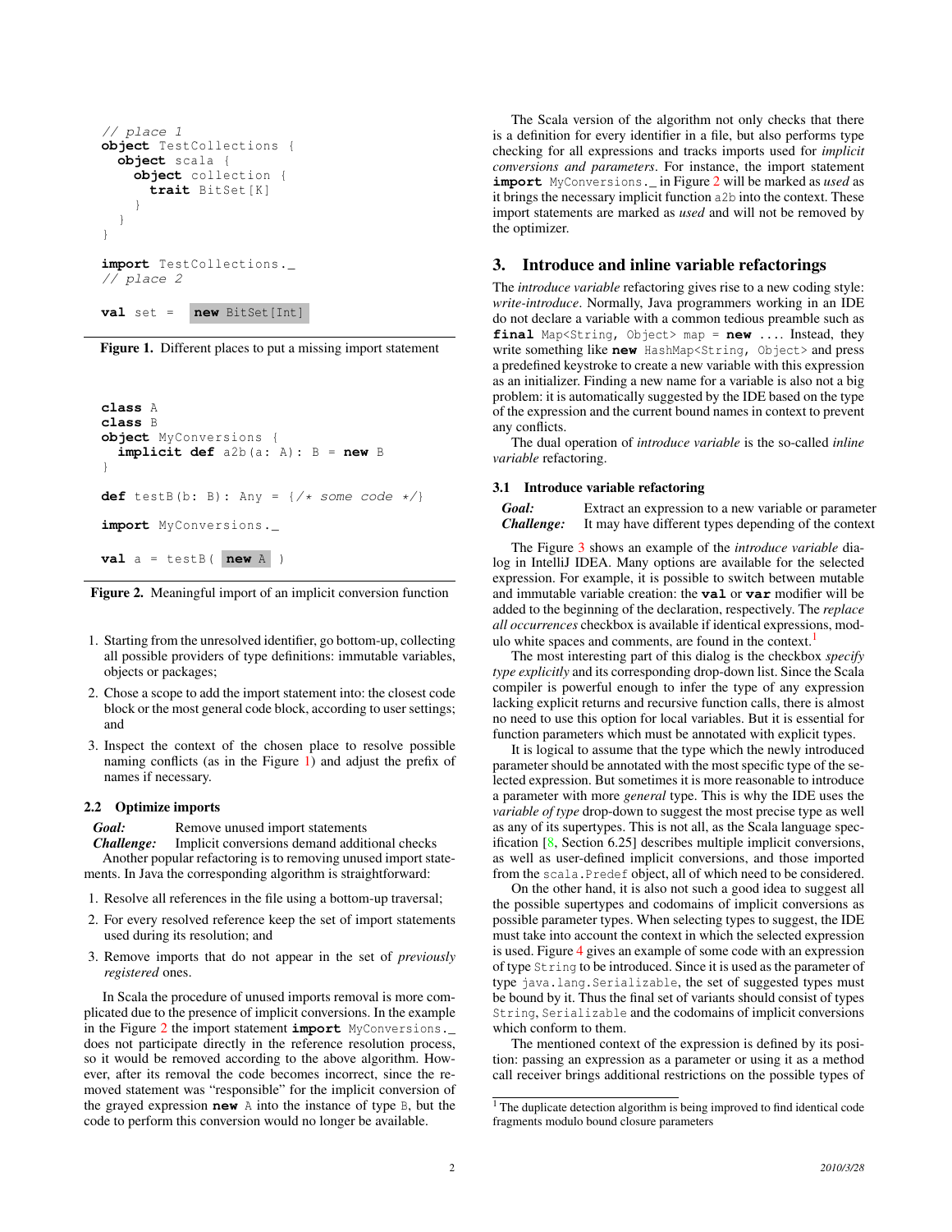```scala
// place 1
object TestCollections {
  object scala {
    object collection {
      trait BitSet[K]
    }
  }
}

import TestCollections._
// place 2

val set = new BitSet[Int]
```

**Figure 1.** Different places to put a missing import statement

```scala
class A
class B
object MyConversions {
  implicit def a2b(a: A): B = new B
}

def testB(b: B): Any = {/* some code */}

import MyConversions._

val a = testB( new A )
```

**Figure 2.** Meaningful import of an implicit conversion function

1. Starting from the unresolved identifier, go bottom-up, collecting all possible providers of type definitions: immutable variables, objects or packages;
2. Chose a scope to add the import statement into: the closest code block or the most general code block, according to user settings; and
3. Inspect the context of the chosen place to resolve possible naming conflicts (as in the Figure 1) and adjust the prefix of names if necessary.

### 2.2 Optimize imports

***Goal:*** Remove unused import statements
***Challenge:*** Implicit conversions demand additional checks

Another popular refactoring is to removing unused import statements. In Java the corresponding algorithm is straightforward:

1. Resolve all references in the file using a bottom-up traversal;
2. For every resolved reference keep the set of import statements used during its resolution; and
3. Remove imports that do not appear in the set of *previously registered* ones.

In Scala the procedure of unused imports removal is more complicated due to the presence of implicit conversions. In the example in the Figure 2 the import statement `import MyConversions._` does not participate directly in the reference resolution process, so it would be removed according to the above algorithm. However, after its removal the code becomes incorrect, since the removed statement was "responsible" for the implicit conversion of the grayed expression `new A` into the instance of type `B`, but the code to perform this conversion would no longer be available.

The Scala version of the algorithm not only checks that there is a definition for every identifier in a file, but also performs type checking for all expressions and tracks imports used for *implicit conversions and parameters*. For instance, the import statement `import MyConversions._` in Figure 2 will be marked as *used* as it brings the necessary implicit function `a2b` into the context. These import statements are marked as *used* and will not be removed by the optimizer.

## 3. Introduce and inline variable refactorings

The *introduce variable* refactoring gives rise to a new coding style: *write-introduce*. Normally, Java programmers working in an IDE do not declare a variable with a common tedious preamble such as `final Map<String, Object> map = new ....` Instead, they write something like `new HashMap<String, Object>` and press a predefined keystroke to create a new variable with this expression as an initializer. Finding a new name for a variable is also not a big problem: it is automatically suggested by the IDE based on the type of the expression and the current bound names in context to prevent any conflicts.

The dual operation of *introduce variable* is the so-called *inline variable* refactoring.

### 3.1 Introduce variable refactoring

***Goal:*** Extract an expression to a new variable or parameter
***Challenge:*** It may have different types depending of the context

The Figure 3 shows an example of the *introduce variable* dialog in IntelliJ IDEA. Many options are available for the selected expression. For example, it is possible to switch between mutable and immutable variable creation: the `val` or `var` modifier will be added to the beginning of the declaration, respectively. The *replace all occurrences* checkbox is available if identical expressions, modulo white spaces and comments, are found in the context.[1]

The most interesting part of this dialog is the checkbox *specify type explicitly* and its corresponding drop-down list. Since the Scala compiler is powerful enough to infer the type of any expression lacking explicit returns and recursive function calls, there is almost no need to use this option for local variables. But it is essential for function parameters which must be annotated with explicit types.

It is logical to assume that the type which the newly introduced parameter should be annotated with the most specific type of the selected expression. But sometimes it is more reasonable to introduce a parameter with more *general* type. This is why the IDE uses the *variable of type* drop-down to suggest the most precise type as well as any of its supertypes. This is not all, as the Scala language specification [8, Section 6.25] describes multiple implicit conversions, as well as user-defined implicit conversions, and those imported from the `scala.Predef` object, all of which need to be considered.

On the other hand, it is also not such a good idea to suggest all the possible supertypes and codomains of implicit conversions as possible parameter types. When selecting types to suggest, the IDE must take into account the context in which the selected expression is used. Figure 4 gives an example of some code with an expression of type `String` to be introduced. Since it is used as the parameter of type `java.lang.Serializable`, the set of suggested types must be bound by it. Thus the final set of variants should consist of types `String`, `Serializable` and the codomains of implicit conversions which conform to them.

The mentioned context of the expression is defined by its position: passing an expression as a parameter or using it as a method call receiver brings additional restrictions on the possible types of

[1] The duplicate detection algorithm is being improved to find identical code fragments modulo bound closure parameters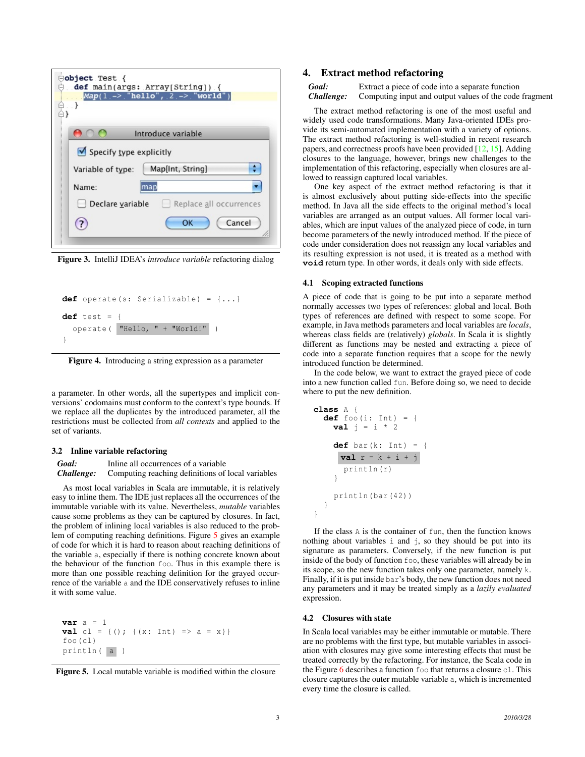```scala
object Test {
  def main(args: Array[String]) {
    Map(1 -> "hello", 2 -> "world")
  }
}
```

Introduce variable

- [x] Specify type explicitly

Variable of type: Map[Int, String]

Name: map

- [ ] Declare variable
- [ ] Replace all occurrences

OK | Cancel

**Figure 3.** IntelliJ IDEA's *introduce variable* refactoring dialog

```scala
def operate(s: Serializable) = {...}

def test = {
  operate( "Hello, " + "World!" )
}
```

**Figure 4.** Introducing a string expression as a parameter

a parameter. In other words, all the supertypes and implicit conversions' codomains must conform to the context's type bounds. If we replace all the duplicates by the introduced parameter, all the restrictions must be collected from *all contexts* and applied to the set of variants.

### 3.2 Inline variable refactoring

**Goal:** Inline all occurrences of a variable
**Challenge:** Computing reaching definitions of local variables

As most local variables in Scala are immutable, it is relatively easy to inline them. The IDE just replaces all the occurrences of the immutable variable with its value. Nevertheless, *mutable* variables cause some problems as they can be captured by closures. In fact, the problem of inlining local variables is also reduced to the problem of computing reaching definitions. Figure 5 gives an example of code for which it is hard to reason about reaching definitions of the variable `a`, especially if there is nothing concrete known about the behaviour of the function `foo`. Thus in this example there is more than one possible reaching definition for the grayed occurrence of the variable `a` and the IDE conservatively refuses to inline it with some value.

```scala
var a = 1
val cl = {(); {(x: Int) => a = x}}
foo(cl)
println( a )
```

**Figure 5.** Local mutable variable is modified within the closure

## 4. Extract method refactoring

**Goal:** Extract a piece of code into a separate function
**Challenge:** Computing input and output values of the code fragment

The extract method refactoring is one of the most useful and widely used code transformations. Many Java-oriented IDEs provide its semi-automated implementation with a variety of options. The extract method refactoring is well-studied in recent research papers, and correctness proofs have been provided [12, 15]. Adding closures to the language, however, brings new challenges to the implementation of this refactoring, especially when closures are allowed to reassign captured local variables.

One key aspect of the extract method refactoring is that it is almost exclusively about putting side-effects into the specific method. In Java all the side effects to the original method's local variables are arranged as an output values. All former local variables, which are input values of the analyzed piece of code, in turn become parameters of the newly introduced method. If the piece of code under consideration does not reassign any local variables and its resulting expression is not used, it is treated as a method with **`void`** return type. In other words, it deals only with side effects.

### 4.1 Scoping extracted functions

A piece of code that is going to be put into a separate method normally accesses two types of references: global and local. Both types of references are defined with respect to some scope. For example, in Java methods parameters and local variables are *locals*, whereas class fields are (relatively) *globals*. In Scala it is slightly different as functions may be nested and extracting a piece of code into a separate function requires that a scope for the newly introduced function be determined.

In the code below, we want to extract the grayed piece of code into a new function called `fun`. Before doing so, we need to decide where to put the new definition.

```scala
class A {
  def foo(i: Int) = {
    val j = i * 2

    def bar(k: Int) = {
      val r = k + i + j
      println(r)
    }

    println(bar(42))
  }
}
```

If the class `A` is the container of `fun`, then the function knows nothing about variables `i` and `j`, so they should be put into its signature as parameters. Conversely, if the new function is put inside of the body of function `foo`, these variables will already be in its scope, so the new function takes only one parameter, namely `k`. Finally, if it is put inside `bar`'s body, the new function does not need any parameters and it may be treated simply as a *lazily evaluated* expression.

### 4.2 Closures with state

In Scala local variables may be either immutable or mutable. There are no problems with the first type, but mutable variables in association with closures may give some interesting effects that must be treated correctly by the refactoring. For instance, the Scala code in the Figure 6 describes a function `foo` that returns a closure `cl`. This closure captures the outer mutable variable `a`, which is incremented every time the closure is called.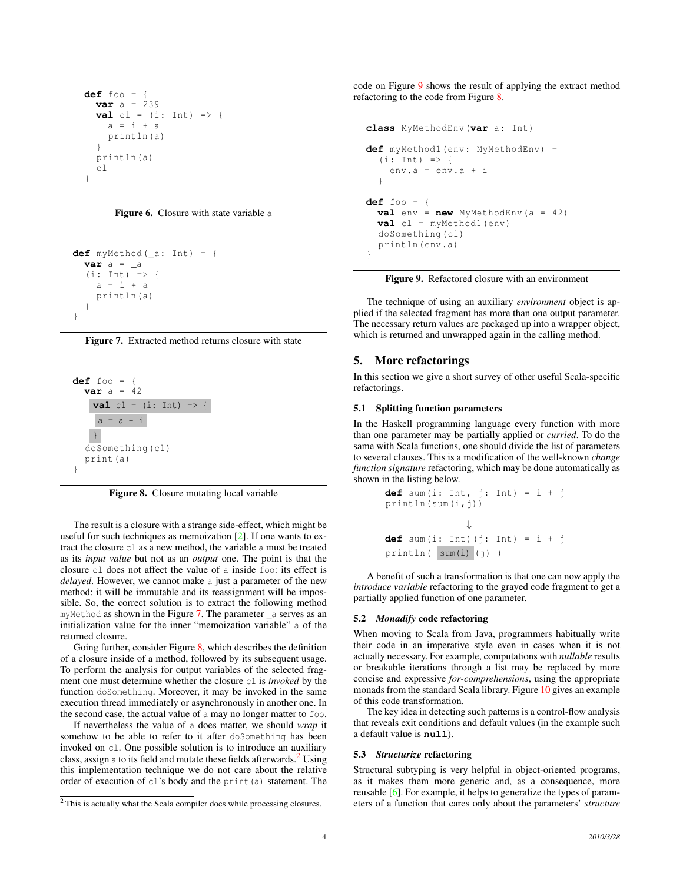```scala
def foo = {
  var a = 239
  val cl = (i: Int) => {
    a = i + a
    println(a)
  }
  println(a)
  cl
}
```

**Figure 6.** Closure with state variable a

```scala
def myMethod(_a: Int) = {
  var a = _a
  (i: Int) => {
    a = i + a
    println(a)
  }
}
```

**Figure 7.** Extracted method returns closure with state

```scala
def foo = {
  var a = 42
  val cl = (i: Int) => {
    a = a + i
  }
  doSomething(cl)
  print(a)
}
```

**Figure 8.** Closure mutating local variable

The result is a closure with a strange side-effect, which might be useful for such techniques as memoization [2]. If one wants to extract the closure `cl` as a new method, the variable `a` must be treated as its *input value* but not as an *output* one. The point is that the closure `cl` does not affect the value of `a` inside `foo`: its effect is *delayed*. However, we cannot make `a` just a parameter of the new method: it will be immutable and its reassignment will be impossible. So, the correct solution is to extract the following method `myMethod` as shown in the Figure 7. The parameter `_a` serves as an initialization value for the inner "memoization variable" `a` of the returned closure.

Going further, consider Figure 8, which describes the definition of a closure inside of a method, followed by its subsequent usage. To perform the analysis for output variables of the selected fragment one must determine whether the closure `cl` is *invoked* by the function `doSomething`. Moreover, it may be invoked in the same execution thread immediately or asynchronously in another one. In the second case, the actual value of `a` may no longer matter to `foo`.

If nevertheless the value of `a` does matter, we should *wrap* it somehow to be able to refer to it after `doSomething` has been invoked on `cl`. One possible solution is to introduce an auxiliary class, assign `a` to its field and mutate these fields afterwards.[2] Using this implementation technique we do not care about the relative order of execution of `cl`'s body and the `print(a)` statement. The code on Figure 9 shows the result of applying the extract method refactoring to the code from Figure 8.

[2] This is actually what the Scala compiler does while processing closures.

```scala
class MyMethodEnv(var a: Int)

def myMethod1(env: MyMethodEnv) =
  (i: Int) => {
    env.a = env.a + i
  }

def foo = {
  val env = new MyMethodEnv(a = 42)
  val cl = myMethod1(env)
  doSomething(cl)
  println(env.a)
}
```

**Figure 9.** Refactored closure with an environment

The technique of using an auxiliary *environment* object is applied if the selected fragment has more than one output parameter. The necessary return values are packaged up into a wrapper object, which is returned and unwrapped again in the calling method.

## 5. More refactorings

In this section we give a short survey of other useful Scala-specific refactorings.

### 5.1 Splitting function parameters

In the Haskell programming language every function with more than one parameter may be partially applied or *curried*. To do the same with Scala functions, one should divide the list of parameters to several clauses. This is a modification of the well-known *change function signature* refactoring, which may be done automatically as shown in the listing below.

```scala
def sum(i: Int, j: Int) = i + j
println(sum(i,j))

          ⇓

def sum(i: Int)(j: Int) = i + j
println( sum(i) (j) )
```

A benefit of such a transformation is that one can now apply the *introduce variable* refactoring to the grayed code fragment to get a partially applied function of one parameter.

### 5.2 *Monadify* code refactoring

When moving to Scala from Java, programmers habitually write their code in an imperative style even in cases when it is not actually necessary. For example, computations with *nullable* results or breakable iterations through a list may be replaced by more concise and expressive *for-comprehensions*, using the appropriate monads from the standard Scala library. Figure 10 gives an example of this code transformation.

The key idea in detecting such patterns is a control-flow analysis that reveals exit conditions and default values (in the example such a default value is **null**).

### 5.3 *Structurize* refactoring

Structural subtyping is very helpful in object-oriented programs, as it makes them more generic and, as a consequence, more reusable [6]. For example, it helps to generalize the types of parameters of a function that cares only about the parameters' *structure*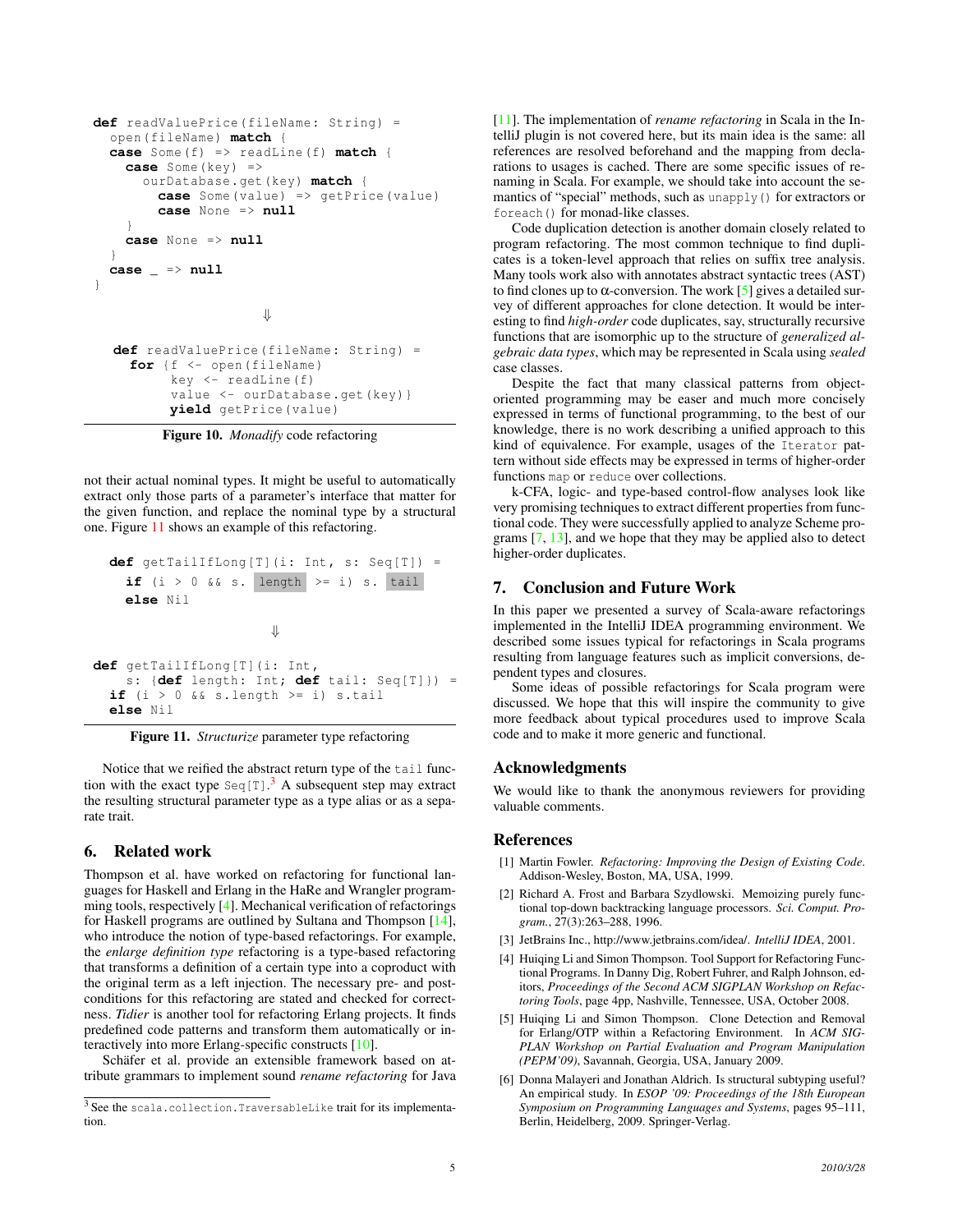```
def readValuePrice(fileName: String) =
  open(fileName) match {
  case Some(f) => readLine(f) match {
    case Some(key) =>
      ourDatabase.get(key) match {
        case Some(value) => getPrice(value)
        case None => null
      }
    case None => null
  }
  case _ => null
}
```

⇓

```
def readValuePrice(fileName: String) =
  for {f <- open(fileName)
       key <- readLine(f)
       value <- ourDatabase.get(key)}
       yield getPrice(value)
```

**Figure 10.** *Monadify* code refactoring

not their actual nominal types. It might be useful to automatically extract only those parts of a parameter's interface that matter for the given function, and replace the nominal type by a structural one. Figure 11 shows an example of this refactoring.

```
def getTailIfLong[T](i: Int, s: Seq[T]) =
  if (i > 0 && s. length >= i) s. tail
  else Nil
```

⇓

```
def getTailIfLong[T](i: Int,
    s: {def length: Int; def tail: Seq[T]}) =
  if (i > 0 && s.length >= i) s.tail
  else Nil
```

**Figure 11.** *Structurize* parameter type refactoring

Notice that we reified the abstract return type of the `tail` function with the exact type `Seq[T]`.[3] A subsequent step may extract the resulting structural parameter type as a type alias or as a separate trait.

## 6. Related work

Thompson et al. have worked on refactoring for functional languages for Haskell and Erlang in the HaRe and Wrangler programming tools, respectively [4]. Mechanical verification of refactorings for Haskell programs are outlined by Sultana and Thompson [14], who introduce the notion of type-based refactorings. For example, the *enlarge definition type* refactoring is a type-based refactoring that transforms a definition of a certain type into a coproduct with the original term as a left injection. The necessary pre- and post-conditions for this refactoring are stated and checked for correctness. *Tidier* is another tool for refactoring Erlang projects. It finds predefined code patterns and transform them automatically or interactively into more Erlang-specific constructs [10].

Schäfer et al. provide an extensible framework based on attribute grammars to implement sound *rename refactoring* for Java [11]. The implementation of *rename refactoring* in Scala in the IntelliJ plugin is not covered here, but its main idea is the same: all references are resolved beforehand and the mapping from declarations to usages is cached. There are some specific issues of renaming in Scala. For example, we should take into account the semantics of "special" methods, such as `unapply()` for extractors or `foreach()` for monad-like classes.

Code duplication detection is another domain closely related to program refactoring. The most common technique to find duplicates is a token-level approach that relies on suffix tree analysis. Many tools work also with annotates abstract syntactic trees (AST) to find clones up to $\alpha$-conversion. The work [5] gives a detailed survey of different approaches for clone detection. It would be interesting to find *high-order* code duplicates, say, structurally recursive functions that are isomorphic up to the structure of *generalized algebraic data types*, which may be represented in Scala using *sealed* case classes.

Despite the fact that many classical patterns from object-oriented programming may be easer and much more concisely expressed in terms of functional programming, to the best of our knowledge, there is no work describing a unified approach to this kind of equivalence. For example, usages of the `Iterator` pattern without side effects may be expressed in terms of higher-order functions `map` or `reduce` over collections.

k-CFA, logic- and type-based control-flow analyses look like very promising techniques to extract different properties from functional code. They were successfully applied to analyze Scheme programs [7, 13], and we hope that they may be applied also to detect higher-order duplicates.

## 7. Conclusion and Future Work

In this paper we presented a survey of Scala-aware refactorings implemented in the IntelliJ IDEA programming environment. We described some issues typical for refactorings in Scala programs resulting from language features such as implicit conversions, dependent types and closures.

Some ideas of possible refactorings for Scala program were discussed. We hope that this will inspire the community to give more feedback about typical procedures used to improve Scala code and to make it more generic and functional.

## Acknowledgments

We would like to thank the anonymous reviewers for providing valuable comments.

## References

[1] Martin Fowler. *Refactoring: Improving the Design of Existing Code*. Addison-Wesley, Boston, MA, USA, 1999.

[2] Richard A. Frost and Barbara Szydlowski. Memoizing purely functional top-down backtracking language processors. *Sci. Comput. Program.*, 27(3):263–288, 1996.

[3] JetBrains Inc., http://www.jetbrains.com/idea/. *IntelliJ IDEA*, 2001.

[4] Huiqing Li and Simon Thompson. Tool Support for Refactoring Functional Programs. In Danny Dig, Robert Fuhrer, and Ralph Johnson, editors, *Proceedings of the Second ACM SIGPLAN Workshop on Refactoring Tools*, page 4pp, Nashville, Tennessee, USA, October 2008.

[5] Huiqing Li and Simon Thompson. Clone Detection and Removal for Erlang/OTP within a Refactoring Environment. In *ACM SIGPLAN Workshop on Partial Evaluation and Program Manipulation (PEPM'09)*, Savannah, Georgia, USA, January 2009.

[6] Donna Malayeri and Jonathan Aldrich. Is structural subtyping useful? An empirical study. In *ESOP '09: Proceedings of the 18th European Symposium on Programming Languages and Systems*, pages 95–111, Berlin, Heidelberg, 2009. Springer-Verlag.

---

[3] See the `scala.collection.TraversableLike` trait for its implementation.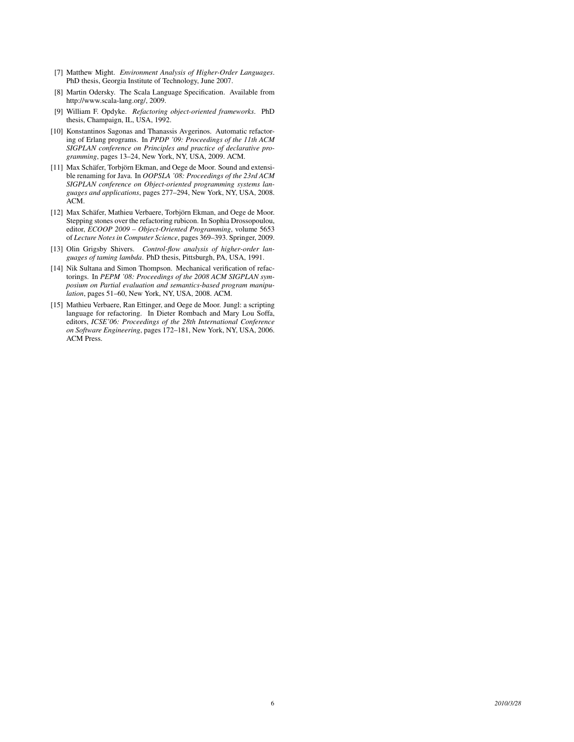[7] Matthew Might. *Environment Analysis of Higher-Order Languages*. PhD thesis, Georgia Institute of Technology, June 2007.

[8] Martin Odersky. The Scala Language Specification. Available from http://www.scala-lang.org/, 2009.

[9] William F. Opdyke. *Refactoring object-oriented frameworks*. PhD thesis, Champaign, IL, USA, 1992.

[10] Konstantinos Sagonas and Thanassis Avgerinos. Automatic refactoring of Erlang programs. In *PPDP '09: Proceedings of the 11th ACM SIGPLAN conference on Principles and practice of declarative programming*, pages 13–24, New York, NY, USA, 2009. ACM.

[11] Max Schäfer, Torbjörn Ekman, and Oege de Moor. Sound and extensible renaming for Java. In *OOPSLA '08: Proceedings of the 23rd ACM SIGPLAN conference on Object-oriented programming systems languages and applications*, pages 277–294, New York, NY, USA, 2008. ACM.

[12] Max Schäfer, Mathieu Verbaere, Torbjörn Ekman, and Oege de Moor. Stepping stones over the refactoring rubicon. In Sophia Drossopoulou, editor, *ECOOP 2009 – Object-Oriented Programming*, volume 5653 of *Lecture Notes in Computer Science*, pages 369–393. Springer, 2009.

[13] Olin Grigsby Shivers. *Control-flow analysis of higher-order languages of taming lambda*. PhD thesis, Pittsburgh, PA, USA, 1991.

[14] Nik Sultana and Simon Thompson. Mechanical verification of refactorings. In *PEPM '08: Proceedings of the 2008 ACM SIGPLAN symposium on Partial evaluation and semantics-based program manipulation*, pages 51–60, New York, NY, USA, 2008. ACM.

[15] Mathieu Verbaere, Ran Ettinger, and Oege de Moor. Jungl: a scripting language for refactoring. In Dieter Rombach and Mary Lou Soffa, editors, *ICSE'06: Proceedings of the 28th International Conference on Software Engineering*, pages 172–181, New York, NY, USA, 2006. ACM Press.